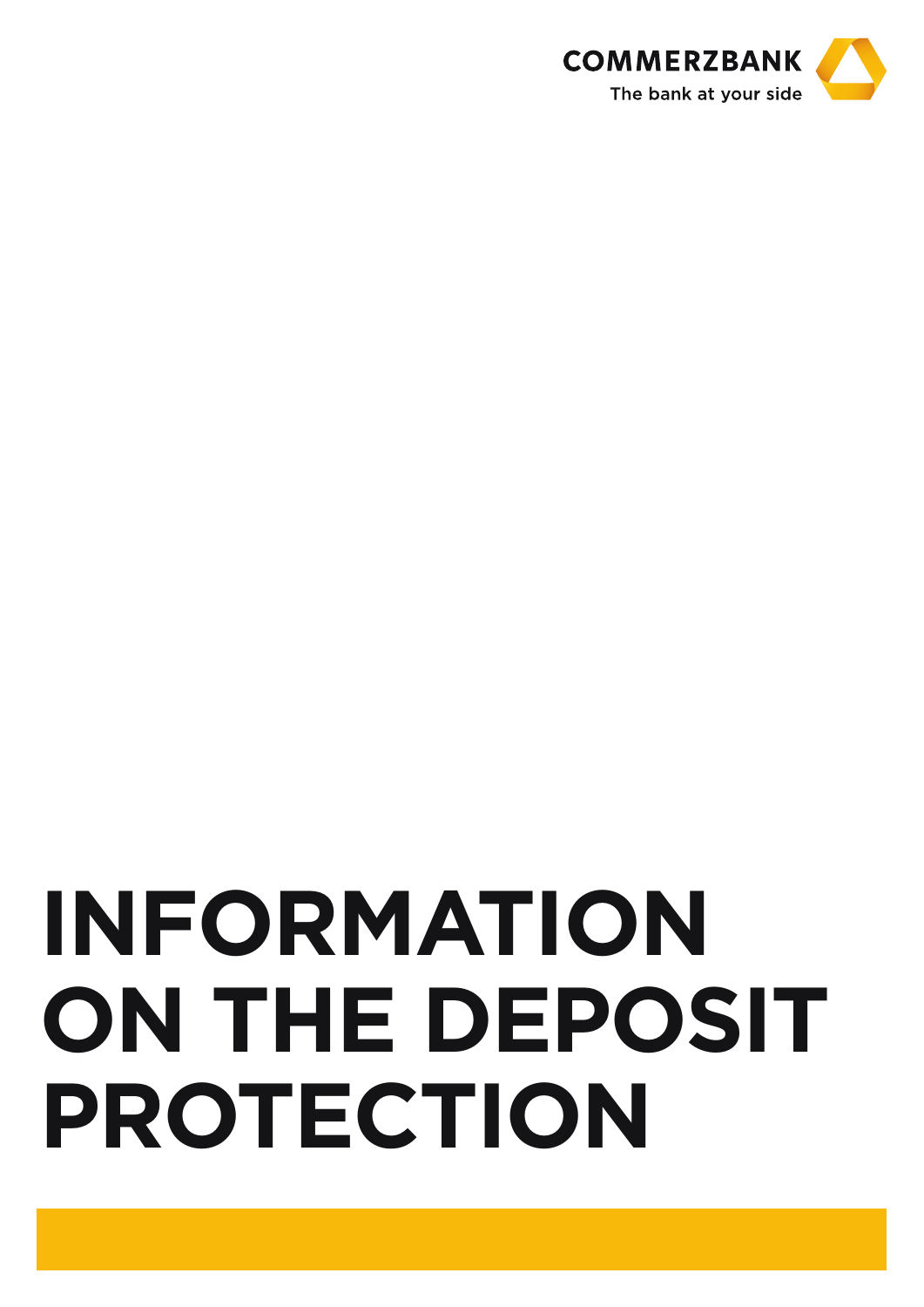COMMERZBANK

The bank at your side

# INFORMATION ON THE DEPOSIT PROTECTION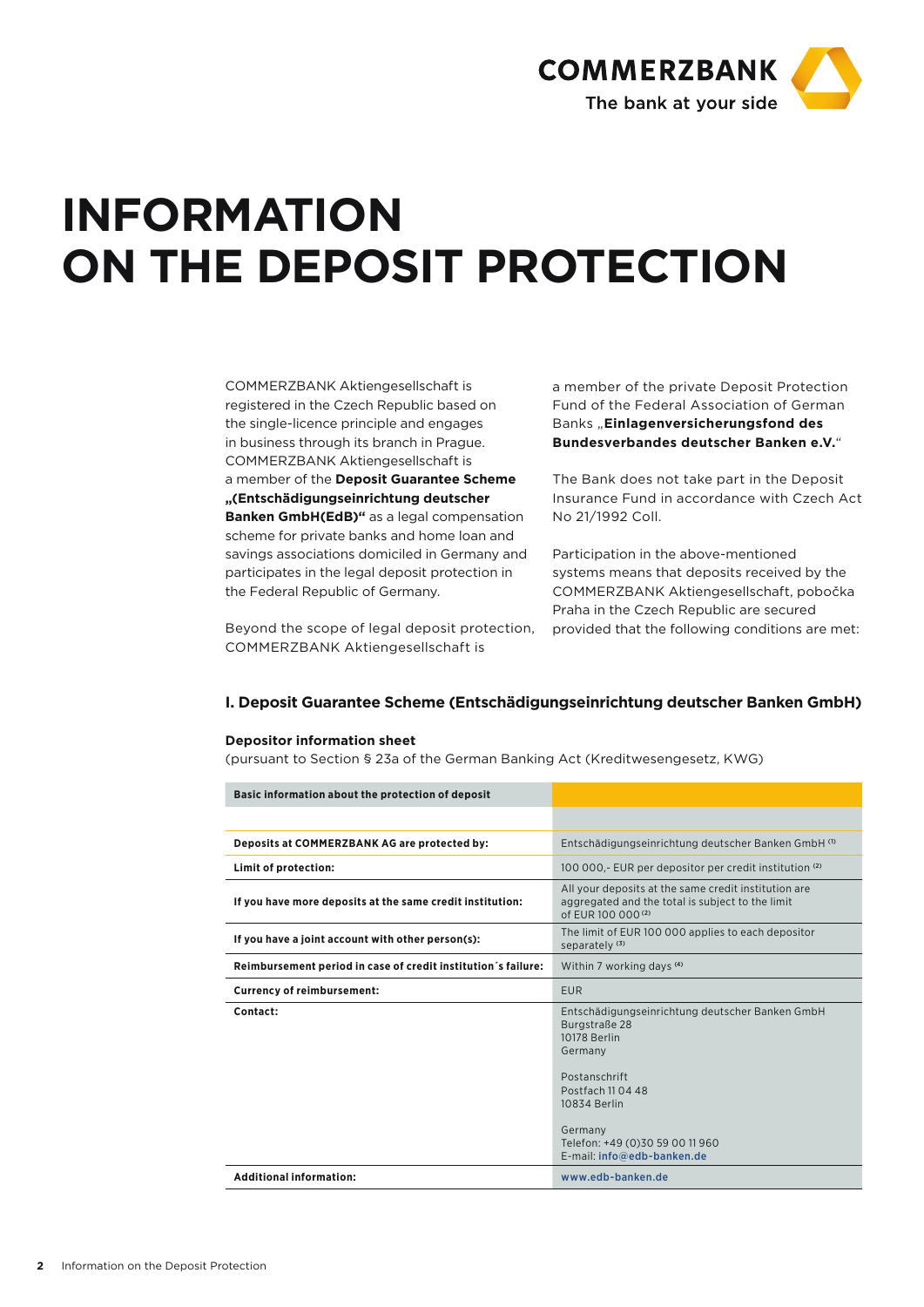# INFORMATION ON THE DEPOSIT PROTECTION

COMMERZBANK Aktiengesellschaft is registered in the Czech Republic based on the single-licence principle and engages in business through its branch in Prague. COMMERZBANK Aktiengesellschaft is a member of the **Deposit Guarantee Scheme „(Entschädigungseinrichtung deutscher Banken GmbH(EdB)“** as a legal compensation scheme for private banks and home loan and savings associations domiciled in Germany and participates in the legal deposit protection in the Federal Republic of Germany.

Beyond the scope of legal deposit protection, COMMERZBANK Aktiengesellschaft is a member of the private Deposit Protection Fund of the Federal Association of German Banks „**Einlagenversicherungsfond des Bundesverbandes deutscher Banken e.V.**“

The Bank does not take part in the Deposit Insurance Fund in accordance with Czech Act No 21/1992 Coll.

Participation in the above-mentioned systems means that deposits received by the COMMERZBANK Aktiengesellschaft, pobočka Praha in the Czech Republic are secured provided that the following conditions are met:

## I. Deposit Guarantee Scheme (Entschädigungseinrichtung deutscher Banken GmbH)

**Depositor information sheet**
(pursuant to Section § 23a of the German Banking Act (Kreditwesengesetz, KWG)

| Basic information about the protection of deposit | |
|---|---|
| | |
| **Deposits at COMMERZBANK AG are protected by:** | Entschädigungseinrichtung deutscher Banken GmbH [1] |
| **Limit of protection:** | 100 000,- EUR per depositor per credit institution [2] |
| **If you have more deposits at the same credit institution:** | All your deposits at the same credit institution are aggregated and the total is subject to the limit of EUR 100 000 [2] |
| **If you have a joint account with other person(s):** | The limit of EUR 100 000 applies to each depositor separately [3] |
| **Reimbursement period in case of credit institution´s failure:** | Within 7 working days [4] |
| **Currency of reimbursement:** | EUR |
| **Contact:** | Entschädigungseinrichtung deutscher Banken GmbH<br>Burgstraße 28<br>10178 Berlin<br>Germany<br><br>Postanschrift<br>Postfach 11 04 48<br>10834 Berlin<br><br>Germany<br>Telefon: +49 (0)30 59 00 11 960<br>E-mail: info@edb-banken.de |
| **Additional information:** | www.edb-banken.de |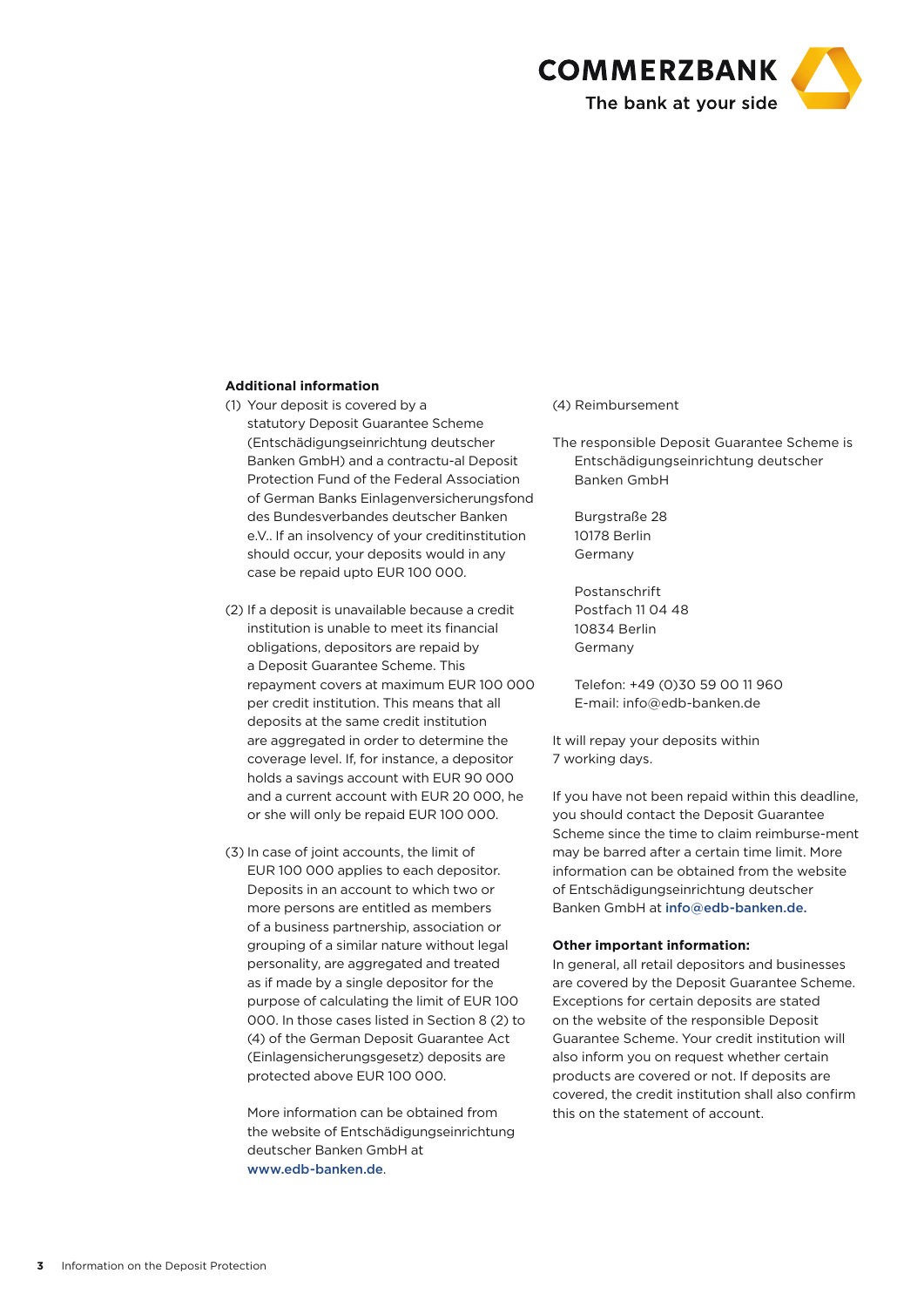**Additional information**

(1) Your deposit is covered by a statutory Deposit Guarantee Scheme (Entschädigungseinrichtung deutscher Banken GmbH) and a contractu-al Deposit Protection Fund of the Federal Association of German Banks Einlagenversicherungsfond des Bundesverbandes deutscher Banken e.V.. If an insolvency of your creditinstitution should occur, your deposits would in any case be repaid upto EUR 100 000.

(2) If a deposit is unavailable because a credit institution is unable to meet its financial obligations, depositors are repaid by a Deposit Guarantee Scheme. This repayment covers at maximum EUR 100 000 per credit institution. This means that all deposits at the same credit institution are aggregated in order to determine the coverage level. If, for instance, a depositor holds a savings account with EUR 90 000 and a current account with EUR 20 000, he or she will only be repaid EUR 100 000.

(3) In case of joint accounts, the limit of EUR 100 000 applies to each depositor. Deposits in an account to which two or more persons are entitled as members of a business partnership, association or grouping of a similar nature without legal personality, are aggregated and treated as if made by a single depositor for the purpose of calculating the limit of EUR 100 000. In those cases listed in Section 8 (2) to (4) of the German Deposit Guarantee Act (Einlagensicherungsgesetz) deposits are protected above EUR 100 000.

More information can be obtained from the website of Entschädigungseinrichtung deutscher Banken GmbH at **www.edb-banken.de**.

(4) Reimbursement

The responsible Deposit Guarantee Scheme is Entschädigungseinrichtung deutscher Banken GmbH

Burgstraße 28
10178 Berlin
Germany

Postanschrift
Postfach 11 04 48
10834 Berlin
Germany

Telefon: +49 (0)30 59 00 11 960
E-mail: info@edb-banken.de

It will repay your deposits within 7 working days.

If you have not been repaid within this deadline, you should contact the Deposit Guarantee Scheme since the time to claim reimburse-ment may be barred after a certain time limit. More information can be obtained from the website of Entschädigungseinrichtung deutscher Banken GmbH at **info@edb-banken.de.**

**Other important information:**

In general, all retail depositors and businesses are covered by the Deposit Guarantee Scheme. Exceptions for certain deposits are stated on the website of the responsible Deposit Guarantee Scheme. Your credit institution will also inform you on request whether certain products are covered or not. If deposits are covered, the credit institution shall also confirm this on the statement of account.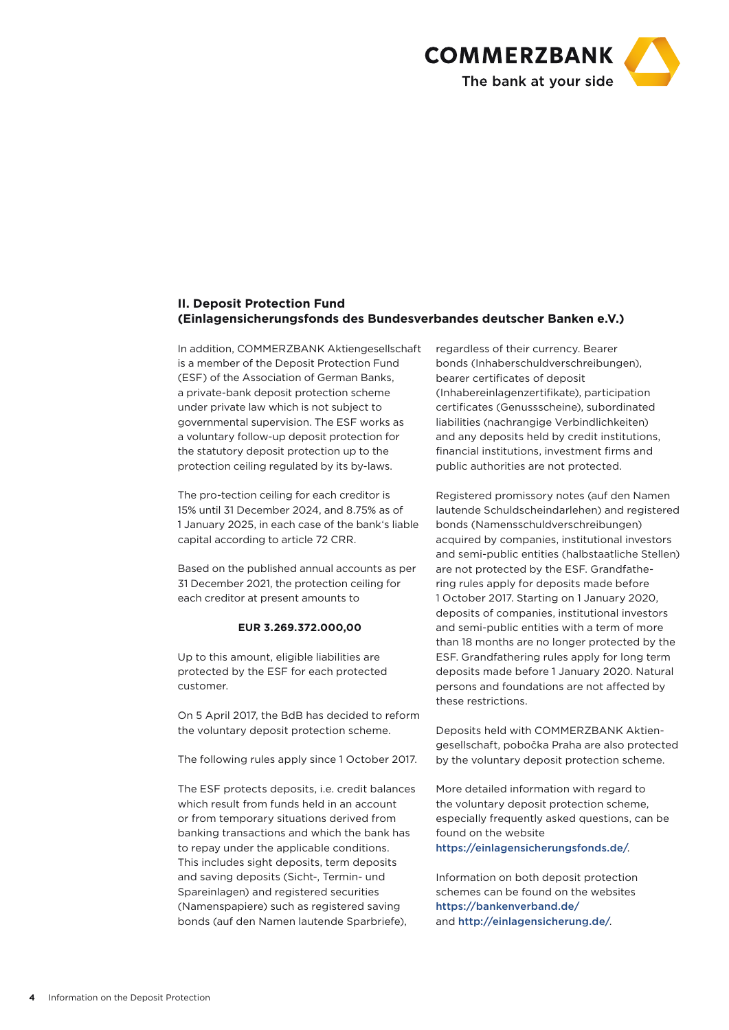## II. Deposit Protection Fund (Einlagensicherungsfonds des Bundesverbandes deutscher Banken e.V.)

In addition, COMMERZBANK Aktiengesellschaft is a member of the Deposit Protection Fund (ESF) of the Association of German Banks, a private-bank deposit protection scheme under private law which is not subject to governmental supervision. The ESF works as a voluntary follow-up deposit protection for the statutory deposit protection up to the protection ceiling regulated by its by-laws.

The pro-tection ceiling for each creditor is 15% until 31 December 2024, and 8.75% as of 1 January 2025, in each case of the bank's liable capital according to article 72 CRR.

Based on the published annual accounts as per 31 December 2021, the protection ceiling for each creditor at present amounts to

**EUR 3.269.372.000,00**

Up to this amount, eligible liabilities are protected by the ESF for each protected customer.

On 5 April 2017, the BdB has decided to reform the voluntary deposit protection scheme.

The following rules apply since 1 October 2017.

The ESF protects deposits, i.e. credit balances which result from funds held in an account or from temporary situations derived from banking transactions and which the bank has to repay under the applicable conditions. This includes sight deposits, term deposits and saving deposits (Sicht-, Termin- und Spareinlagen) and registered securities (Namenspapiere) such as registered saving bonds (auf den Namen lautende Sparbriefe), regardless of their currency. Bearer bonds (Inhaberschuldverschreibungen), bearer certificates of deposit (Inhabereinlagenzertifikate), participation certificates (Genussscheine), subordinated liabilities (nachrangige Verbindlichkeiten) and any deposits held by credit institutions, financial institutions, investment firms and public authorities are not protected.

Registered promissory notes (auf den Namen lautende Schuldscheindarlehen) and registered bonds (Namensschuldverschreibungen) acquired by companies, institutional investors and semi-public entities (halbstaatliche Stellen) are not protected by the ESF. Grandfathering rules apply for deposits made before 1 October 2017. Starting on 1 January 2020, deposits of companies, institutional investors and semi-public entities with a term of more than 18 months are no longer protected by the ESF. Grandfathering rules apply for long term deposits made before 1 January 2020. Natural persons and foundations are not affected by these restrictions.

Deposits held with COMMERZBANK Aktiengesellschaft, pobočka Praha are also protected by the voluntary deposit protection scheme.

More detailed information with regard to the voluntary deposit protection scheme, especially frequently asked questions, can be found on the website https://einlagensicherungsfonds.de/.

Information on both deposit protection schemes can be found on the websites https://bankenverband.de/ and http://einlagensicherung.de/.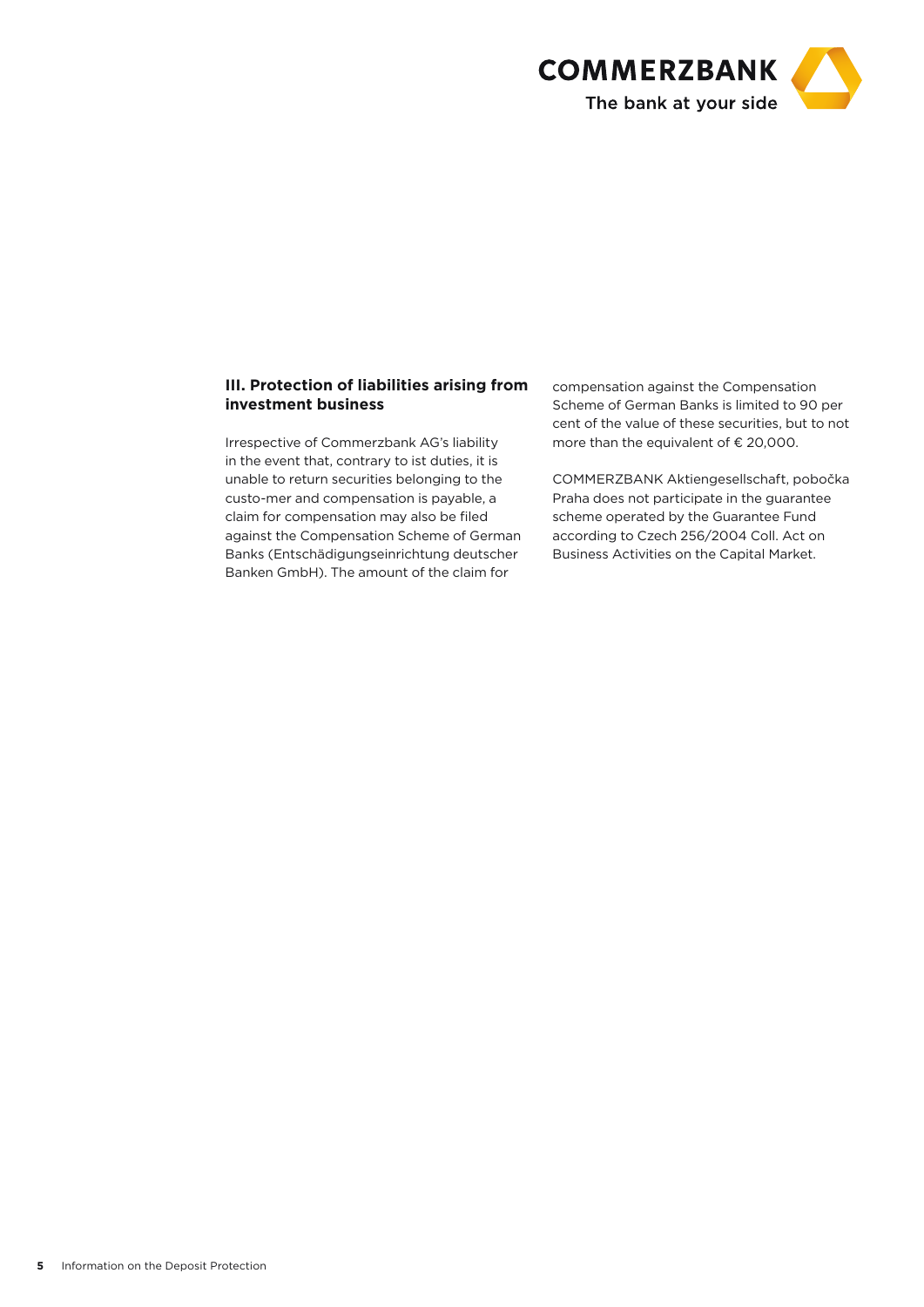### III. Protection of liabilities arising from investment business

Irrespective of Commerzbank AG's liability in the event that, contrary to ist duties, it is unable to return securities belonging to the custo-mer and compensation is payable, a claim for compensation may also be filed against the Compensation Scheme of German Banks (Entschädigungseinrichtung deutscher Banken GmbH). The amount of the claim for compensation against the Compensation Scheme of German Banks is limited to 90 per cent of the value of these securities, but to not more than the equivalent of € 20,000.

COMMERZBANK Aktiengesellschaft, pobočka Praha does not participate in the guarantee scheme operated by the Guarantee Fund according to Czech 256/2004 Coll. Act on Business Activities on the Capital Market.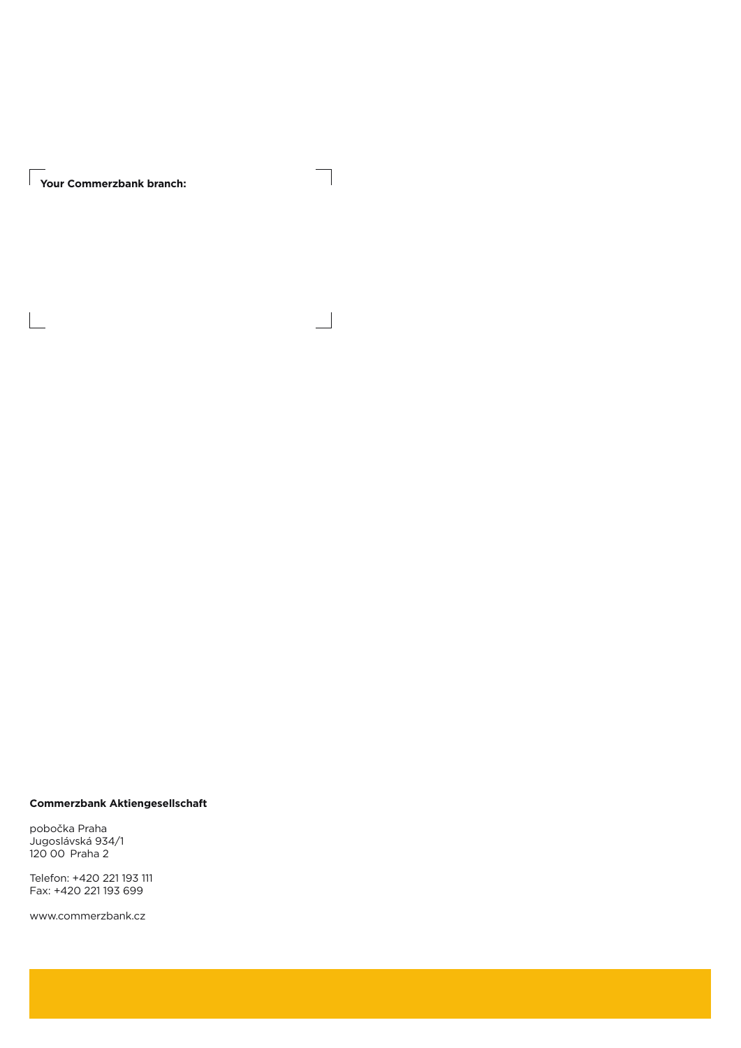**Your Commerzbank branch:**

**Commerzbank Aktiengesellschaft**

pobočka Praha
Jugoslávská 934/1
120 00 Praha 2

Telefon: +420 221 193 111
Fax: +420 221 193 699

www.commerzbank.cz